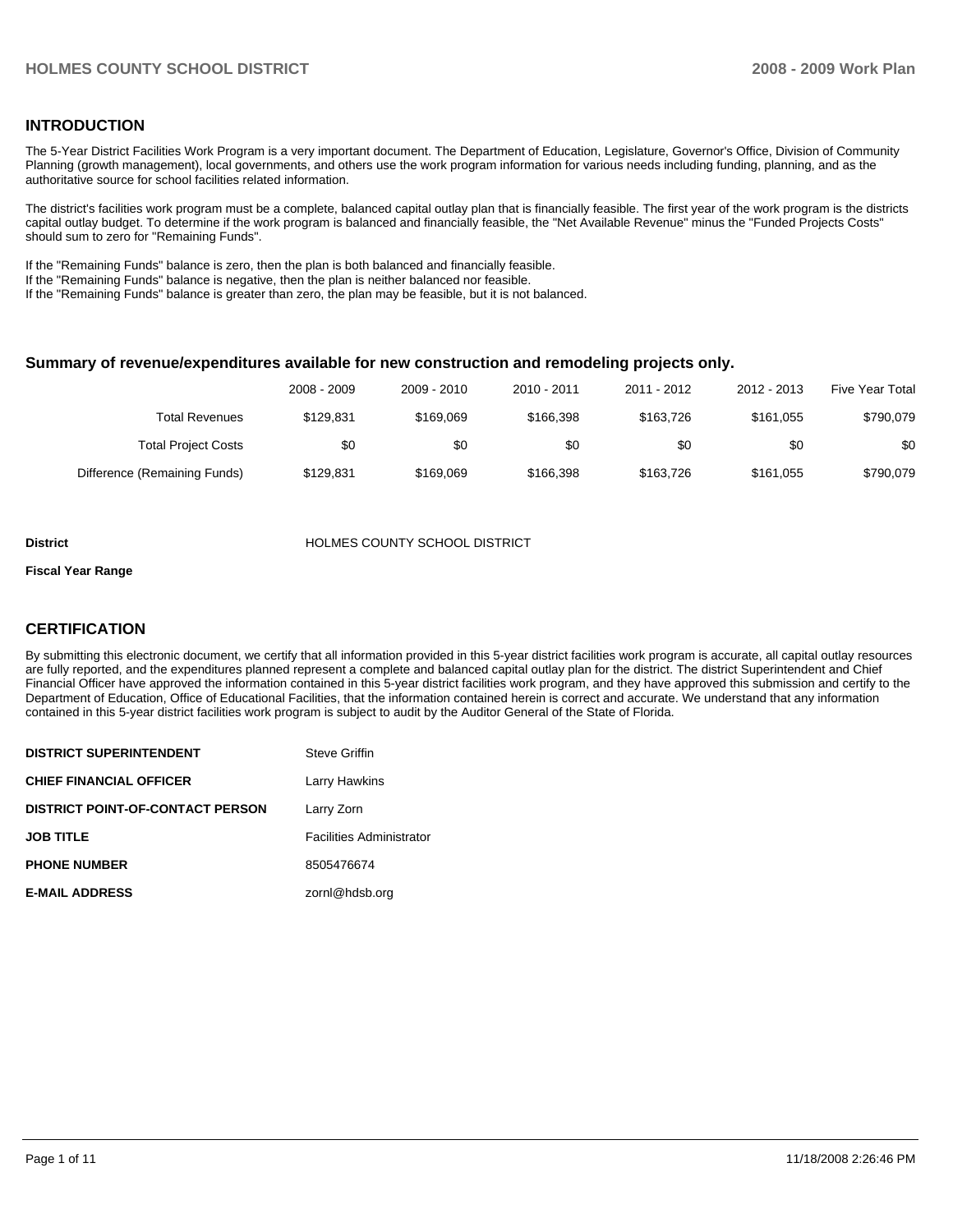## INTRODUCTION

The 5-Year District Facilities Work Program is a very important document. The Department of Education, Legislature, Governor's Office, Division of Community Planning (growth management), local governments, and others use the work program information for various needs including funding, planning, and as the authoritative source for school facilities related information.

The district's facilities work program must be a complete, balanced capital outlay plan that is financially feasible. The first year of the work program is the districts capital outlay budget. To determine if the work program is balanced and financially feasible, the "Net Available Revenue" minus the "Funded Projects Costs" should sum to zero for "Remaining Funds".

If the "Remaining Funds" balance is zero, then the plan is both balanced and financially feasible.
If the "Remaining Funds" balance is negative, then the plan is neither balanced nor feasible.
If the "Remaining Funds" balance is greater than zero, the plan may be feasible, but it is not balanced.

### Summary of revenue/expenditures available for new construction and remodeling projects only.

| | 2008 - 2009 | 2009 - 2010 | 2010 - 2011 | 2011 - 2012 | 2012 - 2013 | Five Year Total |
|---|---|---|---|---|---|---|
| Total Revenues | $129,831 | $169,069 | $166,398 | $163,726 | $161,055 | $790,079 |
| Total Project Costs | $0 | $0 | $0 | $0 | $0 | $0 |
| Difference (Remaining Funds) | $129,831 | $169,069 | $166,398 | $163,726 | $161,055 | $790,079 |

**District** HOLMES COUNTY SCHOOL DISTRICT

**Fiscal Year Range**

## CERTIFICATION

By submitting this electronic document, we certify that all information provided in this 5-year district facilities work program is accurate, all capital outlay resources are fully reported, and the expenditures planned represent a complete and balanced capital outlay plan for the district. The district Superintendent and Chief Financial Officer have approved the information contained in this 5-year district facilities work program, and they have approved this submission and certify to the Department of Education, Office of Educational Facilities, that the information contained herein is correct and accurate. We understand that any information contained in this 5-year district facilities work program is subject to audit by the Auditor General of the State of Florida.

| | |
|---|---|
| **DISTRICT SUPERINTENDENT** | Steve Griffin |
| **CHIEF FINANCIAL OFFICER** | Larry Hawkins |
| **DISTRICT POINT-OF-CONTACT PERSON** | Larry Zorn |
| **JOB TITLE** | Facilities Administrator |
| **PHONE NUMBER** | 8505476674 |
| **E-MAIL ADDRESS** | zornl@hdsb.org |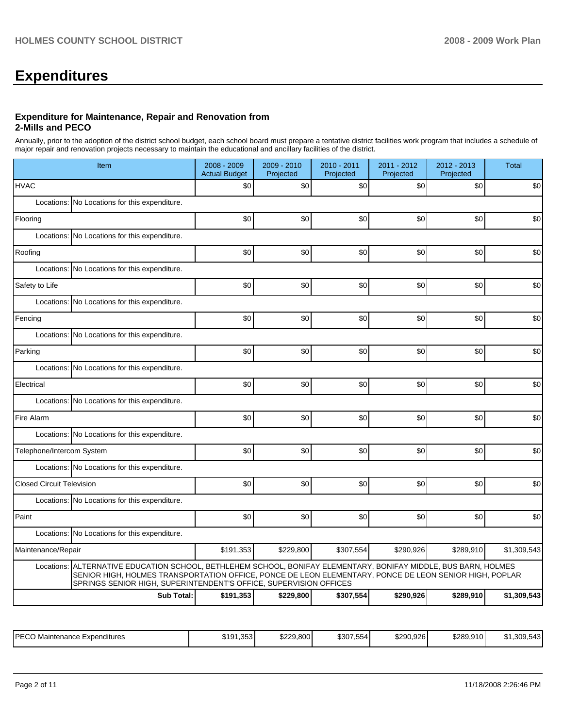# Expenditures

### Expenditure for Maintenance, Repair and Renovation from 2-Mills and PECO

Annually, prior to the adoption of the district school budget, each school board must prepare a tentative district facilities work program that includes a schedule of major repair and renovation projects necessary to maintain the educational and ancillary facilities of the district.

| Item | 2008 - 2009 Actual Budget | 2009 - 2010 Projected | 2010 - 2011 Projected | 2011 - 2012 Projected | 2012 - 2013 Projected | Total |
|---|---|---|---|---|---|---|
| HVAC | $0 | $0 | $0 | $0 | $0 | $0 |
| Locations: No Locations for this expenditure. | | | | | | |
| Flooring | $0 | $0 | $0 | $0 | $0 | $0 |
| Locations: No Locations for this expenditure. | | | | | | |
| Roofing | $0 | $0 | $0 | $0 | $0 | $0 |
| Locations: No Locations for this expenditure. | | | | | | |
| Safety to Life | $0 | $0 | $0 | $0 | $0 | $0 |
| Locations: No Locations for this expenditure. | | | | | | |
| Fencing | $0 | $0 | $0 | $0 | $0 | $0 |
| Locations: No Locations for this expenditure. | | | | | | |
| Parking | $0 | $0 | $0 | $0 | $0 | $0 |
| Locations: No Locations for this expenditure. | | | | | | |
| Electrical | $0 | $0 | $0 | $0 | $0 | $0 |
| Locations: No Locations for this expenditure. | | | | | | |
| Fire Alarm | $0 | $0 | $0 | $0 | $0 | $0 |
| Locations: No Locations for this expenditure. | | | | | | |
| Telephone/Intercom System | $0 | $0 | $0 | $0 | $0 | $0 |
| Locations: No Locations for this expenditure. | | | | | | |
| Closed Circuit Television | $0 | $0 | $0 | $0 | $0 | $0 |
| Locations: No Locations for this expenditure. | | | | | | |
| Paint | $0 | $0 | $0 | $0 | $0 | $0 |
| Locations: No Locations for this expenditure. | | | | | | |
| Maintenance/Repair | $191,353 | $229,800 | $307,554 | $290,926 | $289,910 | $1,309,543 |
| Locations: ALTERNATIVE EDUCATION SCHOOL, BETHLEHEM SCHOOL, BONIFAY ELEMENTARY, BONIFAY MIDDLE, BUS BARN, HOLMES SENIOR HIGH, HOLMES TRANSPORTATION OFFICE, PONCE DE LEON ELEMENTARY, PONCE DE LEON SENIOR HIGH, POPLAR SPRINGS SENIOR HIGH, SUPERINTENDENT'S OFFICE, SUPERVISION OFFICES | | | | | | |
| **Sub Total:** | **$191,353** | **$229,800** | **$307,554** | **$290,926** | **$289,910** | **$1,309,543** |

| | | | | | | |
|---|---|---|---|---|---|---|
| PECO Maintenance Expenditures | $191,353 | $229,800 | $307,554 | $290,926 | $289,910 | $1,309,543 |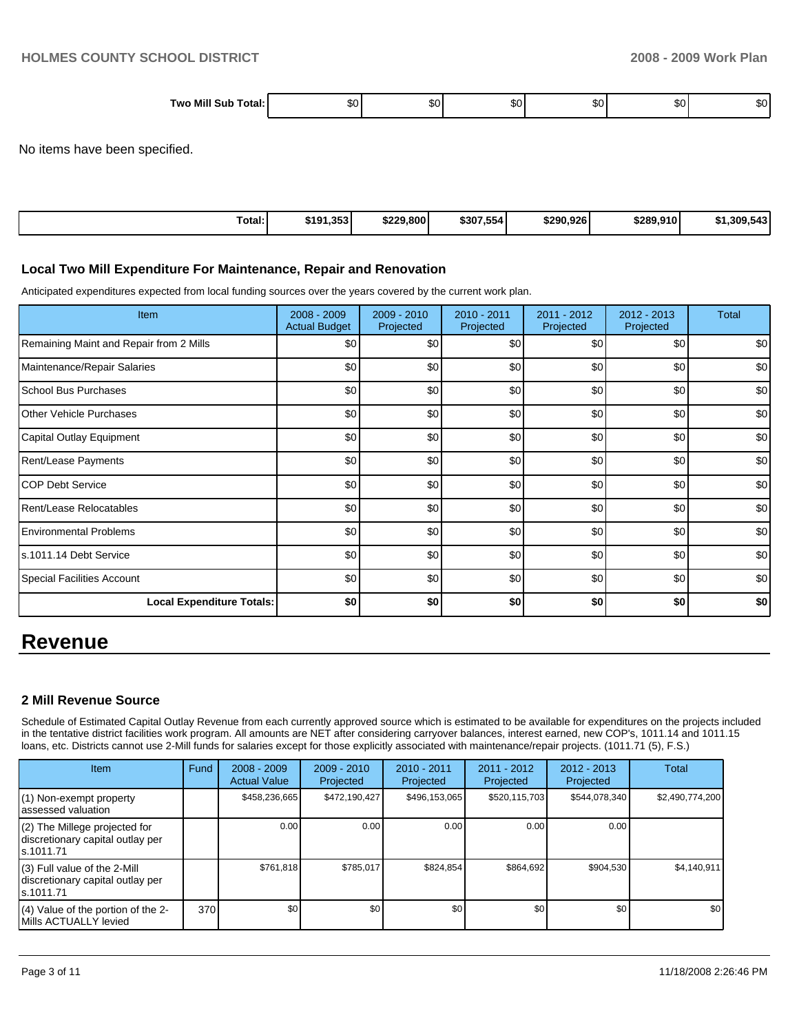| Two Mill Sub Total: | $0 | $0 | $0 | $0 | $0 | $0 |
|---|---|---|---|---|---|---|

No items have been specified.

| Total: | $191,353 | $229,800 | $307,554 | $290,926 | $289,910 | $1,309,543 |
|---|---|---|---|---|---|---|

### Local Two Mill Expenditure For Maintenance, Repair and Renovation

Anticipated expenditures expected from local funding sources over the years covered by the current work plan.

| Item | 2008 - 2009 Actual Budget | 2009 - 2010 Projected | 2010 - 2011 Projected | 2011 - 2012 Projected | 2012 - 2013 Projected | Total |
|---|---|---|---|---|---|---|
| Remaining Maint and Repair from 2 Mills | $0 | $0 | $0 | $0 | $0 | $0 |
| Maintenance/Repair Salaries | $0 | $0 | $0 | $0 | $0 | $0 |
| School Bus Purchases | $0 | $0 | $0 | $0 | $0 | $0 |
| Other Vehicle Purchases | $0 | $0 | $0 | $0 | $0 | $0 |
| Capital Outlay Equipment | $0 | $0 | $0 | $0 | $0 | $0 |
| Rent/Lease Payments | $0 | $0 | $0 | $0 | $0 | $0 |
| COP Debt Service | $0 | $0 | $0 | $0 | $0 | $0 |
| Rent/Lease Relocatables | $0 | $0 | $0 | $0 | $0 | $0 |
| Environmental Problems | $0 | $0 | $0 | $0 | $0 | $0 |
| s.1011.14 Debt Service | $0 | $0 | $0 | $0 | $0 | $0 |
| Special Facilities Account | $0 | $0 | $0 | $0 | $0 | $0 |
| **Local Expenditure Totals:** | **$0** | **$0** | **$0** | **$0** | **$0** | **$0** |

# Revenue

### 2 Mill Revenue Source

Schedule of Estimated Capital Outlay Revenue from each currently approved source which is estimated to be available for expenditures on the projects included in the tentative district facilities work program. All amounts are NET after considering carryover balances, interest earned, new COP's, 1011.14 and 1011.15 loans, etc. Districts cannot use 2-Mill funds for salaries except for those explicitly associated with maintenance/repair projects. (1011.71 (5), F.S.)

| Item | Fund | 2008 - 2009 Actual Value | 2009 - 2010 Projected | 2010 - 2011 Projected | 2011 - 2012 Projected | 2012 - 2013 Projected | Total |
|---|---|---|---|---|---|---|---|
| (1) Non-exempt property assessed valuation | | $458,236,665 | $472,190,427 | $496,153,065 | $520,115,703 | $544,078,340 | $2,490,774,200 |
| (2) The Millege projected for discretionary capital outlay per s.1011.71 | | 0.00 | 0.00 | 0.00 | 0.00 | 0.00 | |
| (3) Full value of the 2-Mill discretionary capital outlay per s.1011.71 | | $761,818 | $785,017 | $824,854 | $864,692 | $904,530 | $4,140,911 |
| (4) Value of the portion of the 2-Mills ACTUALLY levied | 370 | $0 | $0 | $0 | $0 | $0 | $0 |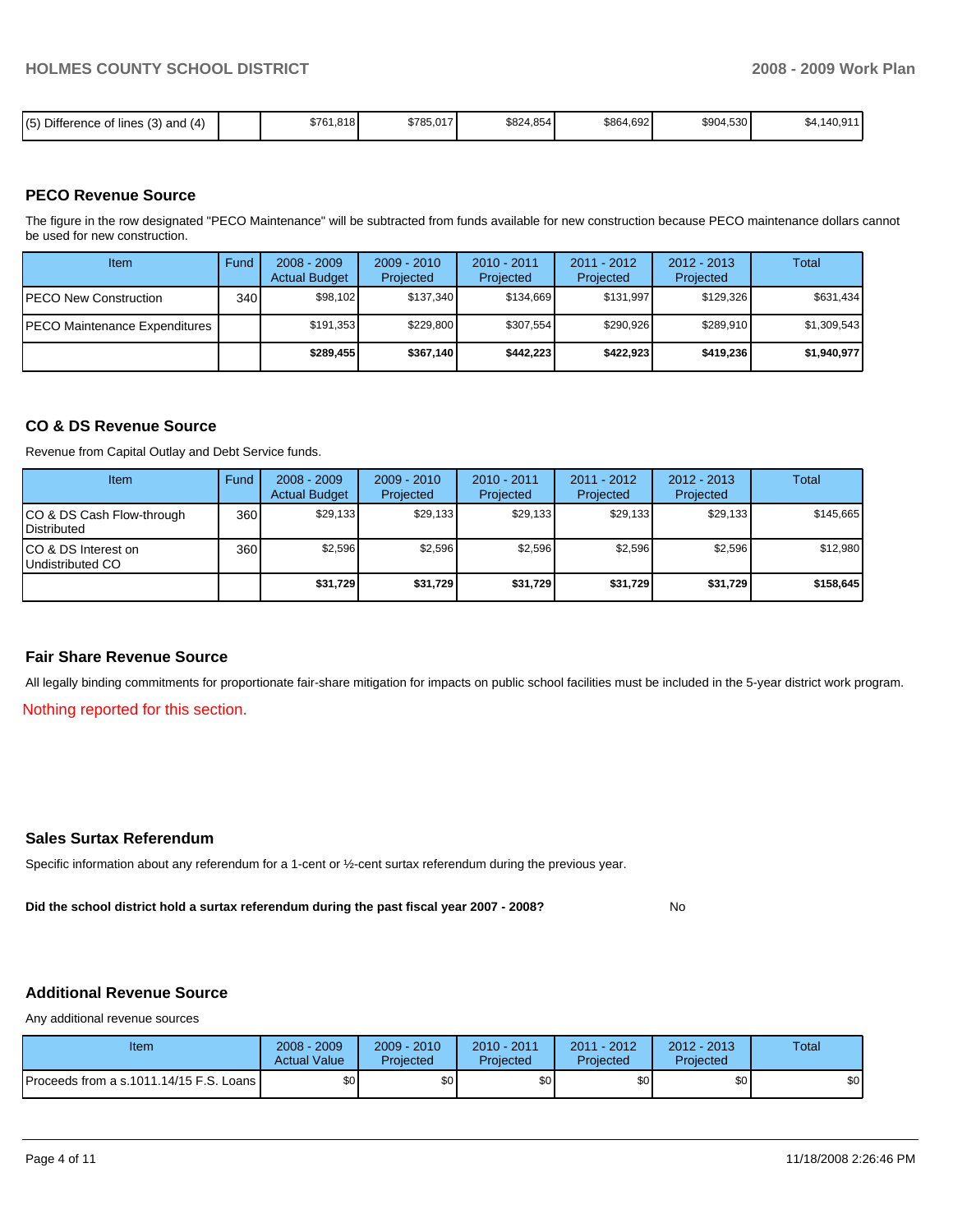| (5) Difference of lines (3) and (4) | | $761,818 | $785,017 | $824,854 | $864,692 | $904,530 | $4,140,911 |
|---|---|---|---|---|---|---|---|

## PECO Revenue Source

The figure in the row designated "PECO Maintenance" will be subtracted from funds available for new construction because PECO maintenance dollars cannot be used for new construction.

| Item | Fund | 2008 - 2009 Actual Budget | 2009 - 2010 Projected | 2010 - 2011 Projected | 2011 - 2012 Projected | 2012 - 2013 Projected | Total |
|---|---|---|---|---|---|---|---|
| PECO New Construction | 340 | $98,102 | $137,340 | $134,669 | $131,997 | $129,326 | $631,434 |
| PECO Maintenance Expenditures | | $191,353 | $229,800 | $307,554 | $290,926 | $289,910 | $1,309,543 |
| | | **$289,455** | **$367,140** | **$442,223** | **$422,923** | **$419,236** | **$1,940,977** |

## CO & DS Revenue Source

Revenue from Capital Outlay and Debt Service funds.

| Item | Fund | 2008 - 2009 Actual Budget | 2009 - 2010 Projected | 2010 - 2011 Projected | 2011 - 2012 Projected | 2012 - 2013 Projected | Total |
|---|---|---|---|---|---|---|---|
| CO & DS Cash Flow-through Distributed | 360 | $29,133 | $29,133 | $29,133 | $29,133 | $29,133 | $145,665 |
| CO & DS Interest on Undistributed CO | 360 | $2,596 | $2,596 | $2,596 | $2,596 | $2,596 | $12,980 |
| | | **$31,729** | **$31,729** | **$31,729** | **$31,729** | **$31,729** | **$158,645** |

## Fair Share Revenue Source

All legally binding commitments for proportionate fair-share mitigation for impacts on public school facilities must be included in the 5-year district work program.

Nothing reported for this section.

## Sales Surtax Referendum

Specific information about any referendum for a 1-cent or ½-cent surtax referendum during the previous year.

**Did the school district hold a surtax referendum during the past fiscal year 2007 - 2008?** No

## Additional Revenue Source

Any additional revenue sources

| Item | 2008 - 2009 Actual Value | 2009 - 2010 Projected | 2010 - 2011 Projected | 2011 - 2012 Projected | 2012 - 2013 Projected | Total |
|---|---|---|---|---|---|---|
| Proceeds from a s.1011.14/15 F.S. Loans | $0 | $0 | $0 | $0 | $0 | $0 |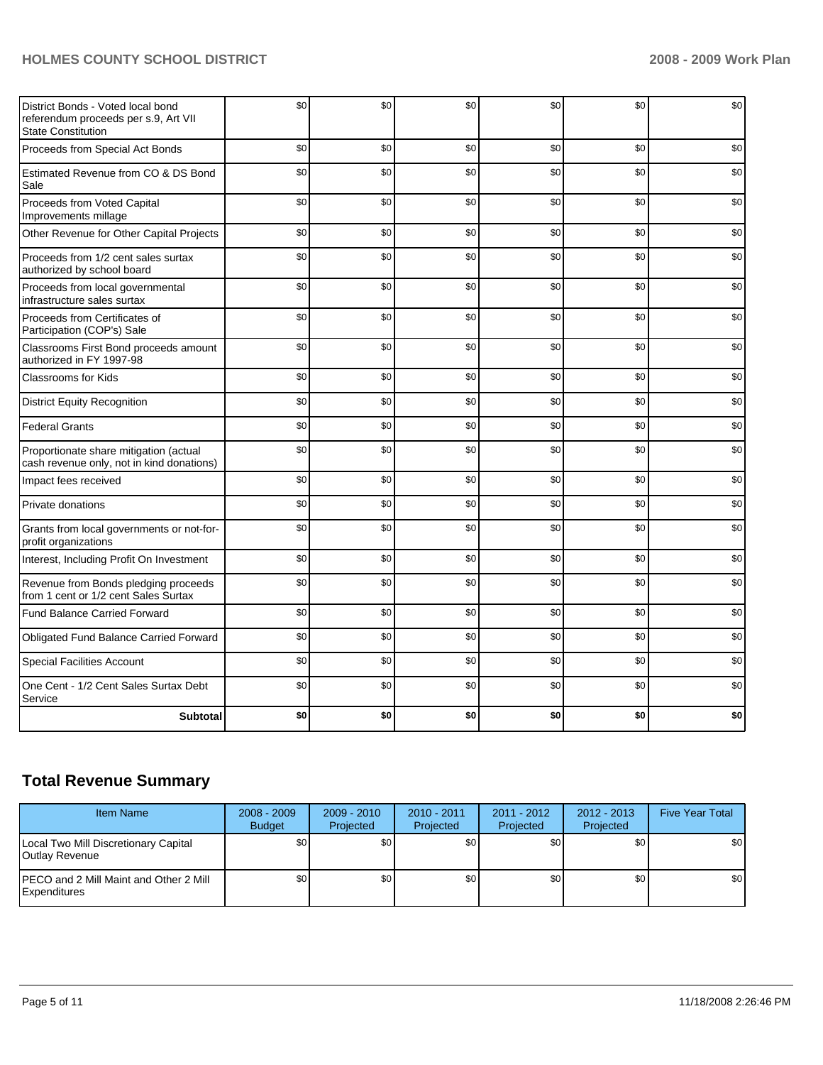| | | | | | | |
|---|---|---|---|---|---|---|
| District Bonds - Voted local bond referendum proceeds per s.9, Art VII State Constitution | $0 | $0 | $0 | $0 | $0 | $0 |
| Proceeds from Special Act Bonds | $0 | $0 | $0 | $0 | $0 | $0 |
| Estimated Revenue from CO & DS Bond Sale | $0 | $0 | $0 | $0 | $0 | $0 |
| Proceeds from Voted Capital Improvements millage | $0 | $0 | $0 | $0 | $0 | $0 |
| Other Revenue for Other Capital Projects | $0 | $0 | $0 | $0 | $0 | $0 |
| Proceeds from 1/2 cent sales surtax authorized by school board | $0 | $0 | $0 | $0 | $0 | $0 |
| Proceeds from local governmental infrastructure sales surtax | $0 | $0 | $0 | $0 | $0 | $0 |
| Proceeds from Certificates of Participation (COP's) Sale | $0 | $0 | $0 | $0 | $0 | $0 |
| Classrooms First Bond proceeds amount authorized in FY 1997-98 | $0 | $0 | $0 | $0 | $0 | $0 |
| Classrooms for Kids | $0 | $0 | $0 | $0 | $0 | $0 |
| District Equity Recognition | $0 | $0 | $0 | $0 | $0 | $0 |
| Federal Grants | $0 | $0 | $0 | $0 | $0 | $0 |
| Proportionate share mitigation (actual cash revenue only, not in kind donations) | $0 | $0 | $0 | $0 | $0 | $0 |
| Impact fees received | $0 | $0 | $0 | $0 | $0 | $0 |
| Private donations | $0 | $0 | $0 | $0 | $0 | $0 |
| Grants from local governments or not-for-profit organizations | $0 | $0 | $0 | $0 | $0 | $0 |
| Interest, Including Profit On Investment | $0 | $0 | $0 | $0 | $0 | $0 |
| Revenue from Bonds pledging proceeds from 1 cent or 1/2 cent Sales Surtax | $0 | $0 | $0 | $0 | $0 | $0 |
| Fund Balance Carried Forward | $0 | $0 | $0 | $0 | $0 | $0 |
| Obligated Fund Balance Carried Forward | $0 | $0 | $0 | $0 | $0 | $0 |
| Special Facilities Account | $0 | $0 | $0 | $0 | $0 | $0 |
| One Cent - 1/2 Cent Sales Surtax Debt Service | $0 | $0 | $0 | $0 | $0 | $0 |
| **Subtotal** | **$0** | **$0** | **$0** | **$0** | **$0** | **$0** |

## Total Revenue Summary

| Item Name | 2008 - 2009 Budget | 2009 - 2010 Projected | 2010 - 2011 Projected | 2011 - 2012 Projected | 2012 - 2013 Projected | Five Year Total |
|---|---|---|---|---|---|---|
| Local Two Mill Discretionary Capital Outlay Revenue | $0 | $0 | $0 | $0 | $0 | $0 |
| PECO and 2 Mill Maint and Other 2 Mill Expenditures | $0 | $0 | $0 | $0 | $0 | $0 |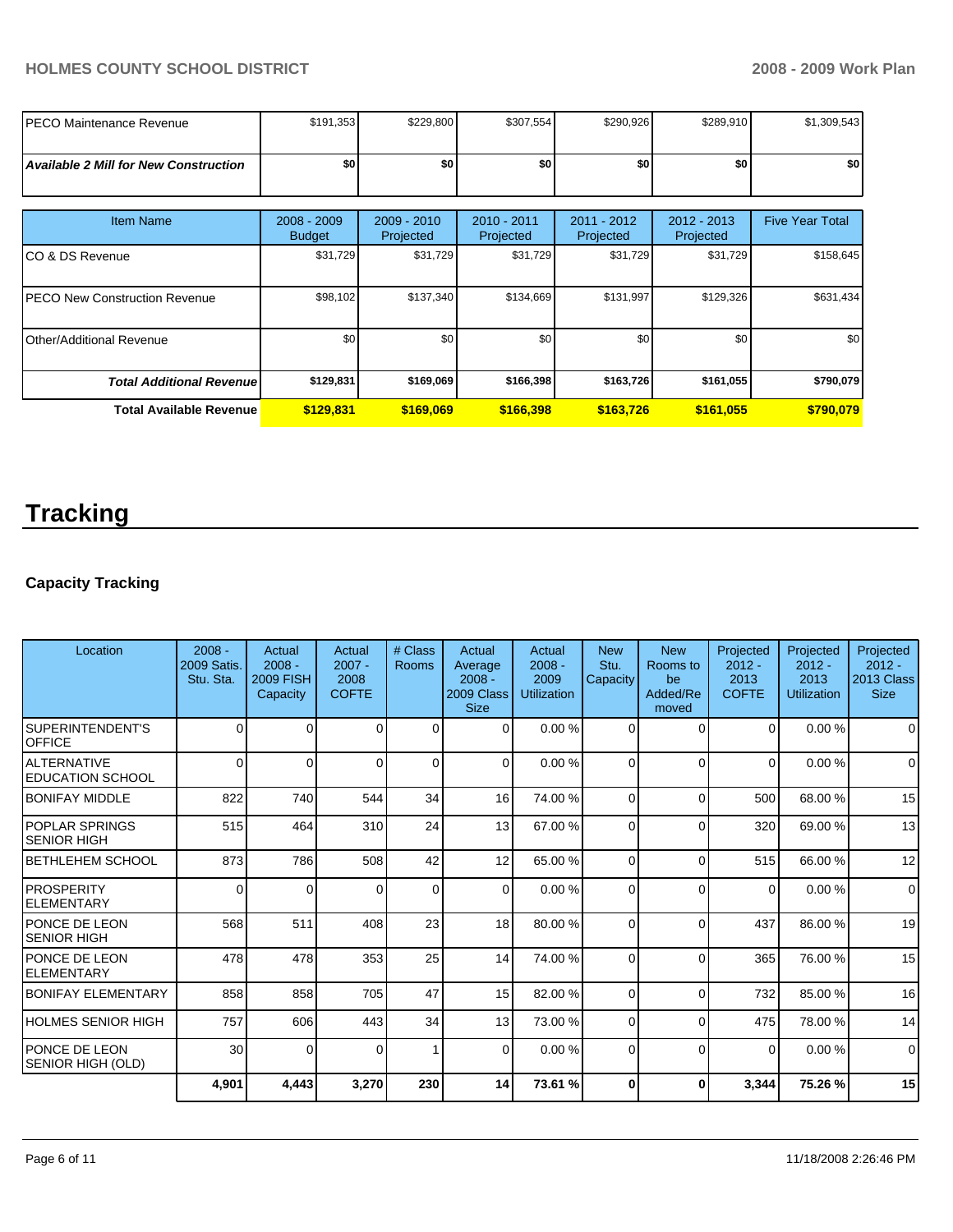| | | | | | | |
|---|---|---|---|---|---|---|
| PECO Maintenance Revenue | $191,353 | $229,800 | $307,554 | $290,926 | $289,910 | $1,309,543 |
| ***Available 2 Mill for New Construction*** | **$0** | **$0** | **$0** | **$0** | **$0** | **$0** |

| Item Name | 2008 - 2009 Budget | 2009 - 2010 Projected | 2010 - 2011 Projected | 2011 - 2012 Projected | 2012 - 2013 Projected | Five Year Total |
|---|---|---|---|---|---|---|
| CO & DS Revenue | $31,729 | $31,729 | $31,729 | $31,729 | $31,729 | $158,645 |
| PECO New Construction Revenue | $98,102 | $137,340 | $134,669 | $131,997 | $129,326 | $631,434 |
| Other/Additional Revenue | $0 | $0 | $0 | $0 | $0 | $0 |
| ***Total Additional Revenue*** | **$129,831** | **$169,069** | **$166,398** | **$163,726** | **$161,055** | **$790,079** |
| **Total Available Revenue** | **$129,831** | **$169,069** | **$166,398** | **$163,726** | **$161,055** | **$790,079** |

# Tracking

## Capacity Tracking

| Location | 2008 - 2009 Satis. Stu. Sta. | Actual 2008 - 2009 FISH Capacity | Actual 2007 - 2008 COFTE | # Class Rooms | Actual Average 2008 - 2009 Class Size | Actual 2008 - 2009 Utilization | New Stu. Capacity | New Rooms to be Added/Removed | Projected 2012 - 2013 COFTE | Projected 2012 - 2013 Utilization | Projected 2012 - 2013 Class Size |
|---|---|---|---|---|---|---|---|---|---|---|---|
| SUPERINTENDENT'S OFFICE | 0 | 0 | 0 | 0 | 0 | 0.00 % | 0 | 0 | 0 | 0.00 % | 0 |
| ALTERNATIVE EDUCATION SCHOOL | 0 | 0 | 0 | 0 | 0 | 0.00 % | 0 | 0 | 0 | 0.00 % | 0 |
| BONIFAY MIDDLE | 822 | 740 | 544 | 34 | 16 | 74.00 % | 0 | 0 | 500 | 68.00 % | 15 |
| POPLAR SPRINGS SENIOR HIGH | 515 | 464 | 310 | 24 | 13 | 67.00 % | 0 | 0 | 320 | 69.00 % | 13 |
| BETHLEHEM SCHOOL | 873 | 786 | 508 | 42 | 12 | 65.00 % | 0 | 0 | 515 | 66.00 % | 12 |
| PROSPERITY ELEMENTARY | 0 | 0 | 0 | 0 | 0 | 0.00 % | 0 | 0 | 0 | 0.00 % | 0 |
| PONCE DE LEON SENIOR HIGH | 568 | 511 | 408 | 23 | 18 | 80.00 % | 0 | 0 | 437 | 86.00 % | 19 |
| PONCE DE LEON ELEMENTARY | 478 | 478 | 353 | 25 | 14 | 74.00 % | 0 | 0 | 365 | 76.00 % | 15 |
| BONIFAY ELEMENTARY | 858 | 858 | 705 | 47 | 15 | 82.00 % | 0 | 0 | 732 | 85.00 % | 16 |
| HOLMES SENIOR HIGH | 757 | 606 | 443 | 34 | 13 | 73.00 % | 0 | 0 | 475 | 78.00 % | 14 |
| PONCE DE LEON SENIOR HIGH (OLD) | 30 | 0 | 0 | 1 | 0 | 0.00 % | 0 | 0 | 0 | 0.00 % | 0 |
| | **4,901** | **4,443** | **3,270** | **230** | **14** | **73.61 %** | **0** | **0** | **3,344** | **75.26 %** | **15** |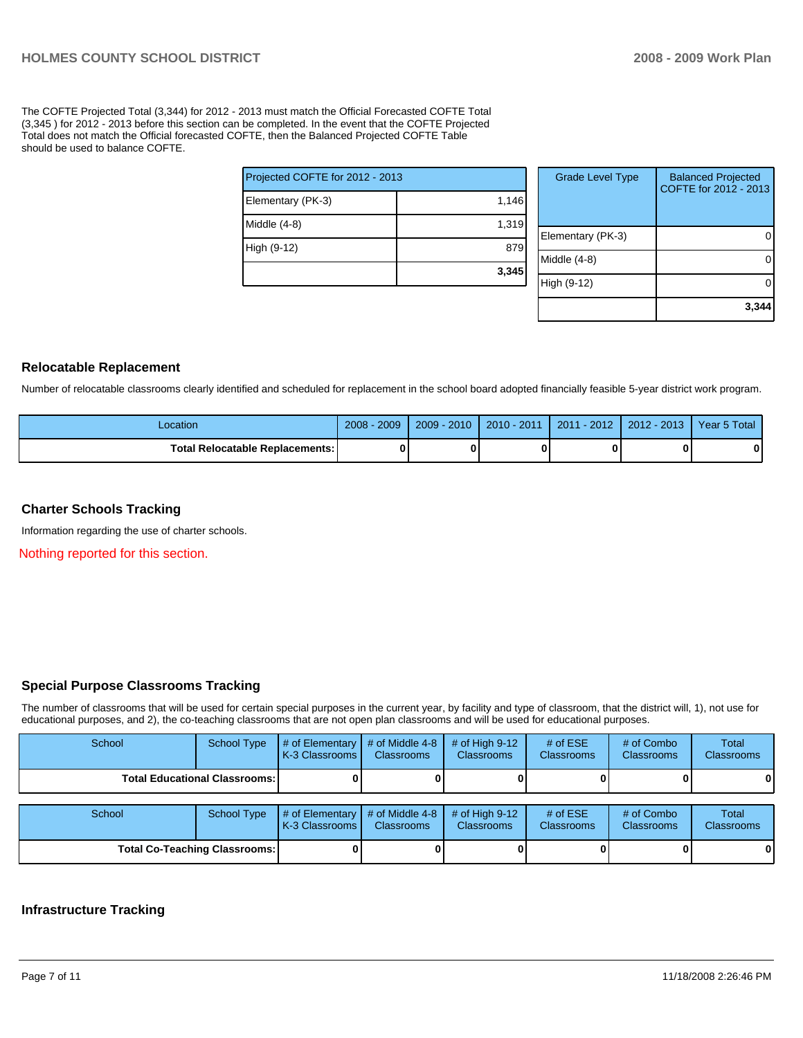The COFTE Projected Total (3,344) for 2012 - 2013 must match the Official Forecasted COFTE Total (3,345 ) for 2012 - 2013 before this section can be completed. In the event that the COFTE Projected Total does not match the Official forecasted COFTE, then the Balanced Projected COFTE Table should be used to balance COFTE.

| Projected COFTE for 2012 - 2013 | |
|---|---|
| Elementary (PK-3) | 1,146 |
| Middle (4-8) | 1,319 |
| High (9-12) | 879 |
| | **3,345** |

| Grade Level Type | Balanced Projected COFTE for 2012 - 2013 |
|---|---|
| Elementary (PK-3) | 0 |
| Middle (4-8) | 0 |
| High (9-12) | 0 |
| | **3,344** |

## Relocatable Replacement

Number of relocatable classrooms clearly identified and scheduled for replacement in the school board adopted financially feasible 5-year district work program.

| Location | 2008 - 2009 | 2009 - 2010 | 2010 - 2011 | 2011 - 2012 | 2012 - 2013 | Year 5 Total |
|---|---|---|---|---|---|---|
| **Total Relocatable Replacements:** | **0** | **0** | **0** | **0** | **0** | **0** |

## Charter Schools Tracking

Information regarding the use of charter schools.

Nothing reported for this section.

## Special Purpose Classrooms Tracking

The number of classrooms that will be used for certain special purposes in the current year, by facility and type of classroom, that the district will, 1), not use for educational purposes, and 2), the co-teaching classrooms that are not open plan classrooms and will be used for educational purposes.

| School | School Type | # of Elementary K-3 Classrooms | # of Middle 4-8 Classrooms | # of High 9-12 Classrooms | # of ESE Classrooms | # of Combo Classrooms | Total Classrooms |
|---|---|---|---|---|---|---|---|
| **Total Educational Classrooms:** | | **0** | **0** | **0** | **0** | **0** | **0** |

| School | School Type | # of Elementary K-3 Classrooms | # of Middle 4-8 Classrooms | # of High 9-12 Classrooms | # of ESE Classrooms | # of Combo Classrooms | Total Classrooms |
|---|---|---|---|---|---|---|---|
| **Total Co-Teaching Classrooms:** | | **0** | **0** | **0** | **0** | **0** | **0** |

## Infrastructure Tracking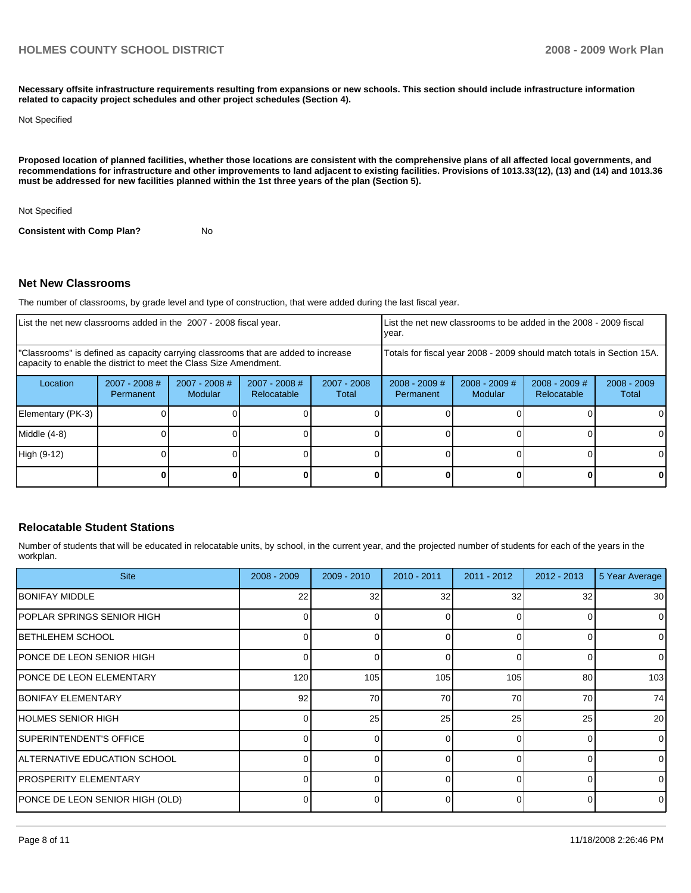**Necessary offsite infrastructure requirements resulting from expansions or new schools. This section should include infrastructure information related to capacity project schedules and other project schedules (Section 4).**

Not Specified

**Proposed location of planned facilities, whether those locations are consistent with the comprehensive plans of all affected local governments, and recommendations for infrastructure and other improvements to land adjacent to existing facilities. Provisions of 1013.33(12), (13) and (14) and 1013.36 must be addressed for new facilities planned within the 1st three years of the plan (Section 5).**

Not Specified

**Consistent with Comp Plan?** No

## Net New Classrooms

The number of classrooms, by grade level and type of construction, that were added during the last fiscal year.

| List the net new classrooms added in the 2007 - 2008 fiscal year. | | | | | List the net new classrooms to be added in the 2008 - 2009 fiscal year. | | | |
|---|---|---|---|---|---|---|---|---|
| "Classrooms" is defined as capacity carrying classrooms that are added to increase capacity to enable the district to meet the Class Size Amendment. | | | | | Totals for fiscal year 2008 - 2009 should match totals in Section 15A. | | | |
| Location | 2007 - 2008 # Permanent | 2007 - 2008 # Modular | 2007 - 2008 # Relocatable | 2007 - 2008 Total | 2008 - 2009 # Permanent | 2008 - 2009 # Modular | 2008 - 2009 # Relocatable | 2008 - 2009 Total |
| Elementary (PK-3) | 0 | 0 | 0 | 0 | 0 | 0 | 0 | 0 |
| Middle (4-8) | 0 | 0 | 0 | 0 | 0 | 0 | 0 | 0 |
| High (9-12) | 0 | 0 | 0 | 0 | 0 | 0 | 0 | 0 |
| | **0** | **0** | **0** | **0** | **0** | **0** | **0** | **0** |

## Relocatable Student Stations

Number of students that will be educated in relocatable units, by school, in the current year, and the projected number of students for each of the years in the workplan.

| Site | 2008 - 2009 | 2009 - 2010 | 2010 - 2011 | 2011 - 2012 | 2012 - 2013 | 5 Year Average |
|---|---|---|---|---|---|---|
| BONIFAY MIDDLE | 22 | 32 | 32 | 32 | 32 | 30 |
| POPLAR SPRINGS SENIOR HIGH | 0 | 0 | 0 | 0 | 0 | 0 |
| BETHLEHEM SCHOOL | 0 | 0 | 0 | 0 | 0 | 0 |
| PONCE DE LEON SENIOR HIGH | 0 | 0 | 0 | 0 | 0 | 0 |
| PONCE DE LEON ELEMENTARY | 120 | 105 | 105 | 105 | 80 | 103 |
| BONIFAY ELEMENTARY | 92 | 70 | 70 | 70 | 70 | 74 |
| HOLMES SENIOR HIGH | 0 | 25 | 25 | 25 | 25 | 20 |
| SUPERINTENDENT'S OFFICE | 0 | 0 | 0 | 0 | 0 | 0 |
| ALTERNATIVE EDUCATION SCHOOL | 0 | 0 | 0 | 0 | 0 | 0 |
| PROSPERITY ELEMENTARY | 0 | 0 | 0 | 0 | 0 | 0 |
| PONCE DE LEON SENIOR HIGH (OLD) | 0 | 0 | 0 | 0 | 0 | 0 |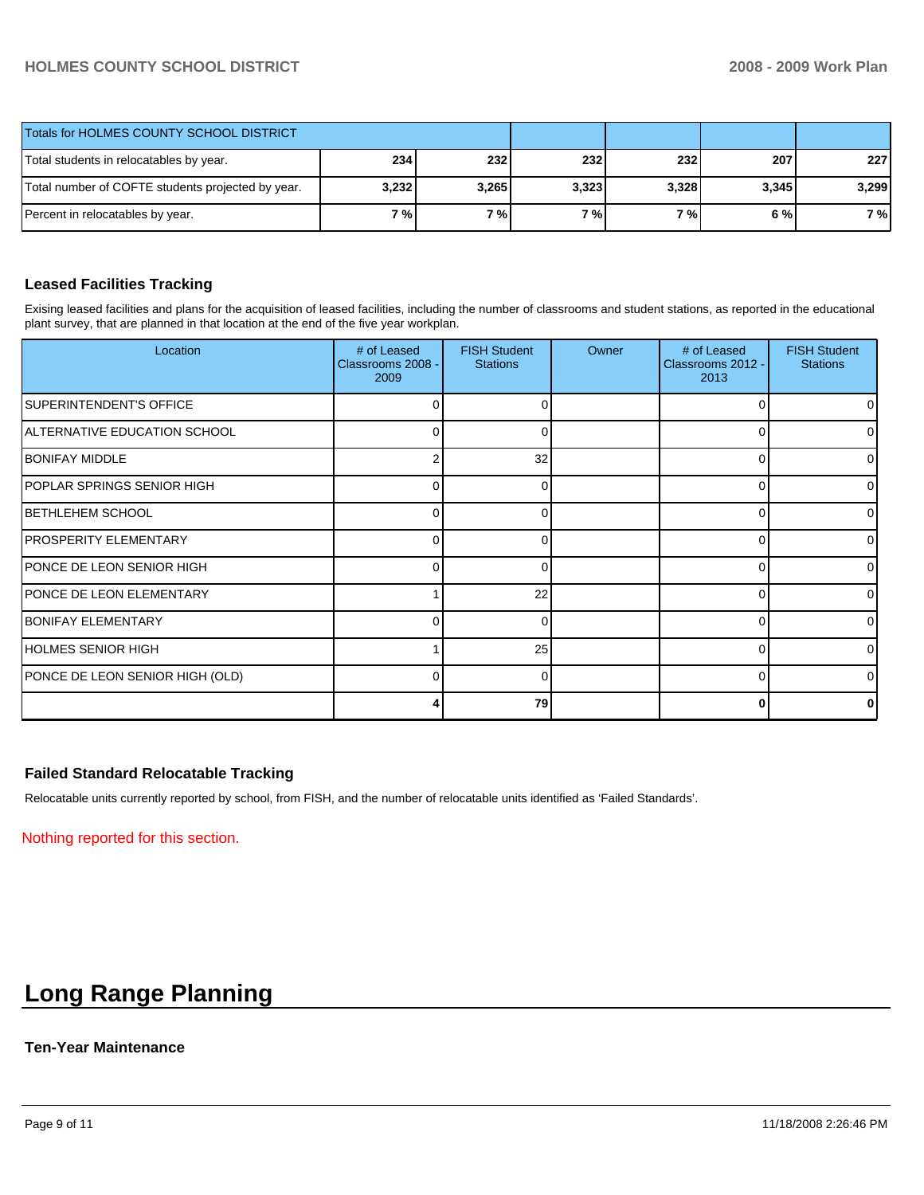| Totals for HOLMES COUNTY SCHOOL DISTRICT | | | | | | |
|---|---|---|---|---|---|---|
| Total students in relocatables by year. | 234 | 232 | 232 | 232 | 207 | 227 |
| Total number of COFTE students projected by year. | 3,232 | 3,265 | 3,323 | 3,328 | 3,345 | 3,299 |
| Percent in relocatables by year. | 7 % | 7 % | 7 % | 7 % | 6 % | 7 % |

### Leased Facilities Tracking

Exising leased facilities and plans for the acquisition of leased facilities, including the number of classrooms and student stations, as reported in the educational plant survey, that are planned in that location at the end of the five year workplan.

| Location | # of Leased Classrooms 2008 - 2009 | FISH Student Stations | Owner | # of Leased Classrooms 2012 - 2013 | FISH Student Stations |
|---|---|---|---|---|---|
| SUPERINTENDENT'S OFFICE | 0 | 0 | | 0 | 0 |
| ALTERNATIVE EDUCATION SCHOOL | 0 | 0 | | 0 | 0 |
| BONIFAY MIDDLE | 2 | 32 | | 0 | 0 |
| POPLAR SPRINGS SENIOR HIGH | 0 | 0 | | 0 | 0 |
| BETHLEHEM SCHOOL | 0 | 0 | | 0 | 0 |
| PROSPERITY ELEMENTARY | 0 | 0 | | 0 | 0 |
| PONCE DE LEON SENIOR HIGH | 0 | 0 | | 0 | 0 |
| PONCE DE LEON ELEMENTARY | 1 | 22 | | 0 | 0 |
| BONIFAY ELEMENTARY | 0 | 0 | | 0 | 0 |
| HOLMES SENIOR HIGH | 1 | 25 | | 0 | 0 |
| PONCE DE LEON SENIOR HIGH (OLD) | 0 | 0 | | 0 | 0 |
| | 4 | 79 | | 0 | 0 |

### Failed Standard Relocatable Tracking

Relocatable units currently reported by school, from FISH, and the number of relocatable units identified as 'Failed Standards'.

Nothing reported for this section.

# Long Range Planning

### Ten-Year Maintenance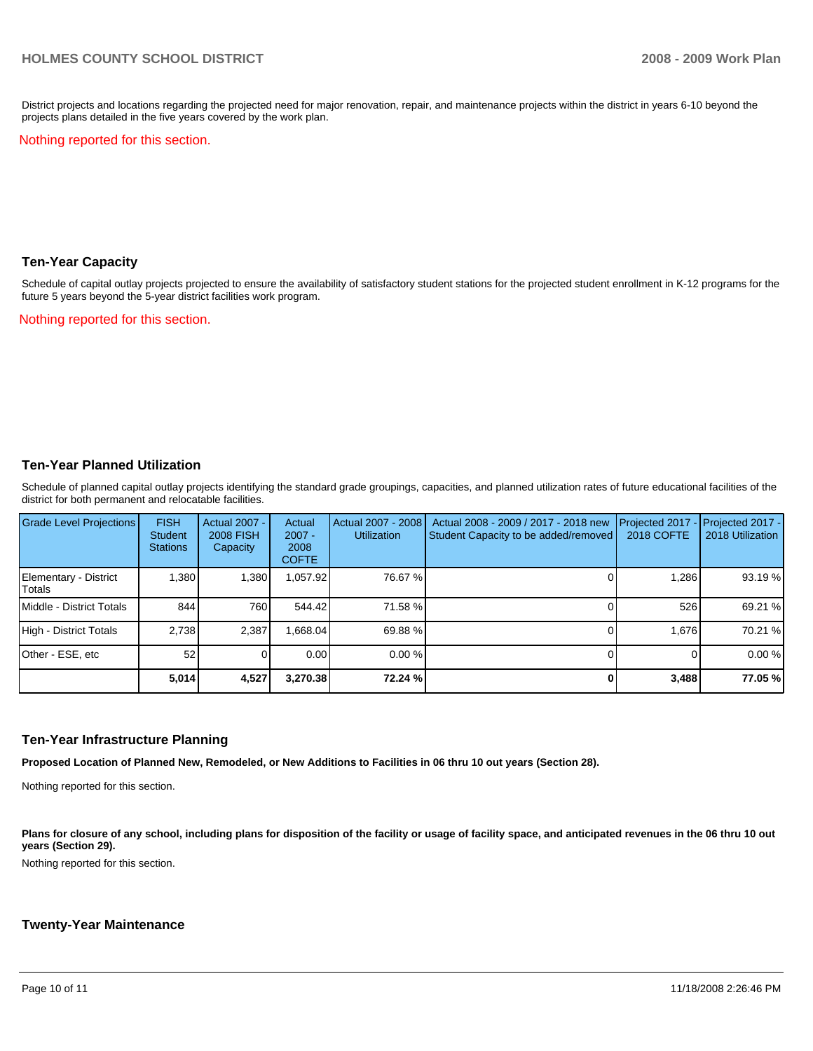District projects and locations regarding the projected need for major renovation, repair, and maintenance projects within the district in years 6-10 beyond the projects plans detailed in the five years covered by the work plan.

Nothing reported for this section.

## Ten-Year Capacity

Schedule of capital outlay projects projected to ensure the availability of satisfactory student stations for the projected student enrollment in K-12 programs for the future 5 years beyond the 5-year district facilities work program.

Nothing reported for this section.

## Ten-Year Planned Utilization

Schedule of planned capital outlay projects identifying the standard grade groupings, capacities, and planned utilization rates of future educational facilities of the district for both permanent and relocatable facilities.

| Grade Level Projections | FISH Student Stations | Actual 2007 - 2008 FISH Capacity | Actual 2007 - 2008 COFTE | Actual 2007 - 2008 Utilization | Actual 2008 - 2009 / 2017 - 2018 new Student Capacity to be added/removed | Projected 2017 - 2018 COFTE | Projected 2017 - 2018 Utilization |
|---|---|---|---|---|---|---|---|
| Elementary - District Totals | 1,380 | 1,380 | 1,057.92 | 76.67 % | 0 | 1,286 | 93.19 % |
| Middle - District Totals | 844 | 760 | 544.42 | 71.58 % | 0 | 526 | 69.21 % |
| High - District Totals | 2,738 | 2,387 | 1,668.04 | 69.88 % | 0 | 1,676 | 70.21 % |
| Other - ESE, etc | 52 | 0 | 0.00 | 0.00 % | 0 | 0 | 0.00 % |
| | **5,014** | **4,527** | **3,270.38** | **72.24 %** | **0** | **3,488** | **77.05 %** |

## Ten-Year Infrastructure Planning

**Proposed Location of Planned New, Remodeled, or New Additions to Facilities in 06 thru 10 out years (Section 28).**

Nothing reported for this section.

**Plans for closure of any school, including plans for disposition of the facility or usage of facility space, and anticipated revenues in the 06 thru 10 out years (Section 29).**

Nothing reported for this section.

## Twenty-Year Maintenance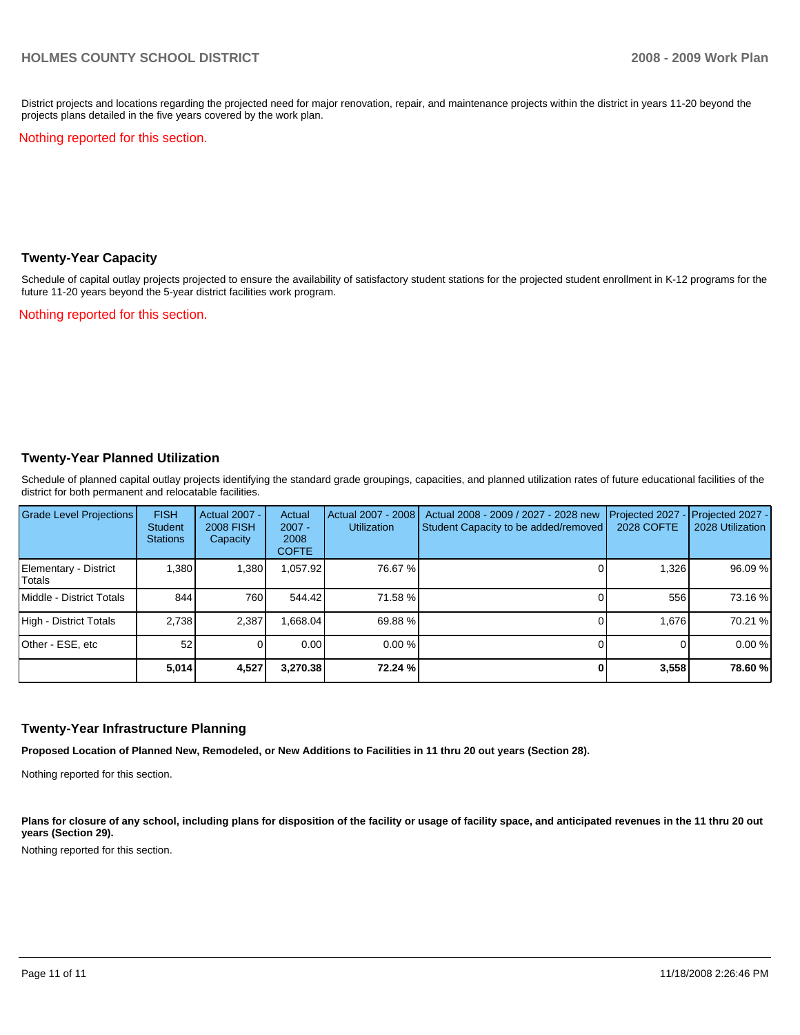District projects and locations regarding the projected need for major renovation, repair, and maintenance projects within the district in years 11-20 beyond the projects plans detailed in the five years covered by the work plan.

Nothing reported for this section.

## Twenty-Year Capacity

Schedule of capital outlay projects projected to ensure the availability of satisfactory student stations for the projected student enrollment in K-12 programs for the future 11-20 years beyond the 5-year district facilities work program.

Nothing reported for this section.

## Twenty-Year Planned Utilization

Schedule of planned capital outlay projects identifying the standard grade groupings, capacities, and planned utilization rates of future educational facilities of the district for both permanent and relocatable facilities.

| Grade Level Projections | FISH Student Stations | Actual 2007 - 2008 FISH Capacity | Actual 2007 - 2008 COFTE | Actual 2007 - 2008 Utilization | Actual 2008 - 2009 / 2027 - 2028 new Student Capacity to be added/removed | Projected 2027 - 2028 COFTE | Projected 2027 - 2028 Utilization |
|---|---|---|---|---|---|---|---|
| Elementary - District Totals | 1,380 | 1,380 | 1,057.92 | 76.67 % | 0 | 1,326 | 96.09 % |
| Middle - District Totals | 844 | 760 | 544.42 | 71.58 % | 0 | 556 | 73.16 % |
| High - District Totals | 2,738 | 2,387 | 1,668.04 | 69.88 % | 0 | 1,676 | 70.21 % |
| Other - ESE, etc | 52 | 0 | 0.00 | 0.00 % | 0 | 0 | 0.00 % |
| | **5,014** | **4,527** | **3,270.38** | **72.24 %** | **0** | **3,558** | **78.60 %** |

## Twenty-Year Infrastructure Planning

**Proposed Location of Planned New, Remodeled, or New Additions to Facilities in 11 thru 20 out years (Section 28).**

Nothing reported for this section.

**Plans for closure of any school, including plans for disposition of the facility or usage of facility space, and anticipated revenues in the 11 thru 20 out years (Section 29).**

Nothing reported for this section.